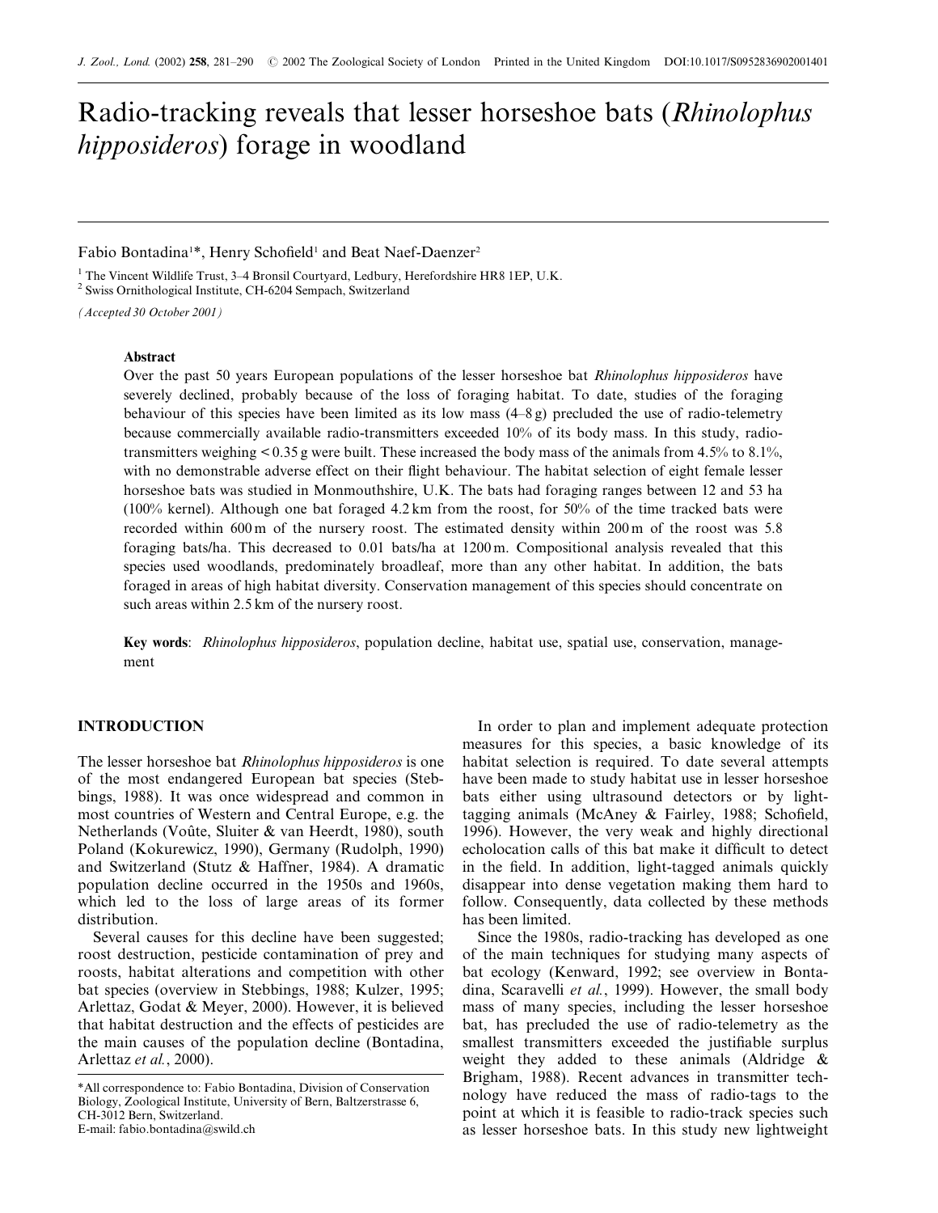# Radio-tracking reveals that lesser horseshoe bats (*Rhinolophus hipposideros*) forage in woodland

Fabio Bontadina[1]*, Henry Schofield[1] and Beat Naef-Daenzer[2]

[1] The Vincent Wildlife Trust, 3–4 Bronsil Courtyard, Ledbury, Herefordshire HR8 1EP, U.K.
[2] Swiss Ornithological Institute, CH-6204 Sempach, Switzerland

*(Accepted 30 October 2001)*

### Abstract

Over the past 50 years European populations of the lesser horseshoe bat *Rhinolophus hipposideros* have severely declined, probably because of the loss of foraging habitat. To date, studies of the foraging behaviour of this species have been limited as its low mass (4–8 g) precluded the use of radio-telemetry because commercially available radio-transmitters exceeded 10% of its body mass. In this study, radio-transmitters weighing < 0.35 g were built. These increased the body mass of the animals from 4.5% to 8.1%, with no demonstrable adverse effect on their flight behaviour. The habitat selection of eight female lesser horseshoe bats was studied in Monmouthshire, U.K. The bats had foraging ranges between 12 and 53 ha (100% kernel). Although one bat foraged 4.2 km from the roost, for 50% of the time tracked bats were recorded within 600 m of the nursery roost. The estimated density within 200 m of the roost was 5.8 foraging bats/ha. This decreased to 0.01 bats/ha at 1200 m. Compositional analysis revealed that this species used woodlands, predominately broadleaf, more than any other habitat. In addition, the bats foraged in areas of high habitat diversity. Conservation management of this species should concentrate on such areas within 2.5 km of the nursery roost.

**Key words**: *Rhinolophus hipposideros*, population decline, habitat use, spatial use, conservation, management

## INTRODUCTION

The lesser horseshoe bat *Rhinolophus hipposideros* is one of the most endangered European bat species (Stebbings, 1988). It was once widespread and common in most countries of Western and Central Europe, e.g. the Netherlands (Voûte, Sluiter & van Heerdt, 1980), south Poland (Kokurewicz, 1990), Germany (Rudolph, 1990) and Switzerland (Stutz & Haffner, 1984). A dramatic population decline occurred in the 1950s and 1960s, which led to the loss of large areas of its former distribution.

Several causes for this decline have been suggested; roost destruction, pesticide contamination of prey and roosts, habitat alterations and competition with other bat species (overview in Stebbings, 1988; Kulzer, 1995; Arlettaz, Godat & Meyer, 2000). However, it is believed that habitat destruction and the effects of pesticides are the main causes of the population decline (Bontadina, Arlettaz *et al.*, 2000).

In order to plan and implement adequate protection measures for this species, a basic knowledge of its habitat selection is required. To date several attempts have been made to study habitat use in lesser horseshoe bats either using ultrasound detectors or by light-tagging animals (McAney & Fairley, 1988; Schofield, 1996). However, the very weak and highly directional echolocation calls of this bat make it difficult to detect in the field. In addition, light-tagged animals quickly disappear into dense vegetation making them hard to follow. Consequently, data collected by these methods has been limited.

Since the 1980s, radio-tracking has developed as one of the main techniques for studying many aspects of bat ecology (Kenward, 1992; see overview in Bontadina, Scaravelli *et al.*, 1999). However, the small body mass of many species, including the lesser horseshoe bat, has precluded the use of radio-telemetry as the smallest transmitters exceeded the justifiable surplus weight they added to these animals (Aldridge & Brigham, 1988). Recent advances in transmitter technology have reduced the mass of radio-tags to the point at which it is feasible to radio-track species such as lesser horseshoe bats. In this study new lightweight

*All correspondence to: Fabio Bontadina, Division of Conservation Biology, Zoological Institute, University of Bern, Baltzerstrasse 6, CH-3012 Bern, Switzerland.
E-mail: fabio.bontadina@swild.ch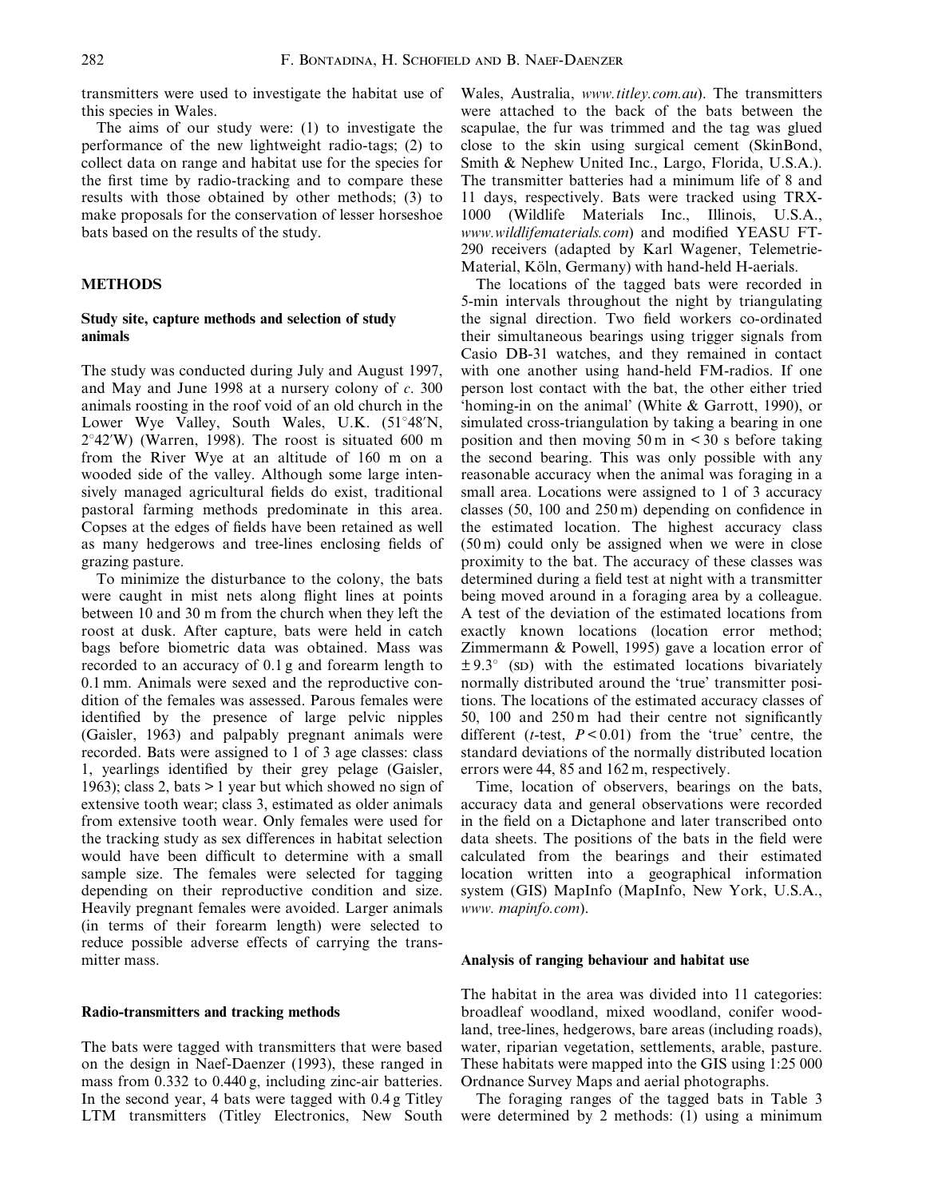transmitters were used to investigate the habitat use of this species in Wales.

The aims of our study were: (1) to investigate the performance of the new lightweight radio-tags; (2) to collect data on range and habitat use for the species for the first time by radio-tracking and to compare these results with those obtained by other methods; (3) to make proposals for the conservation of lesser horseshoe bats based on the results of the study.

## METHODS

### Study site, capture methods and selection of study animals

The study was conducted during July and August 1997, and May and June 1998 at a nursery colony of *c.* 300 animals roosting in the roof void of an old church in the Lower Wye Valley, South Wales, U.K. (51°48′N, 2°42′W) (Warren, 1998). The roost is situated 600 m from the River Wye at an altitude of 160 m on a wooded side of the valley. Although some large intensively managed agricultural fields do exist, traditional pastoral farming methods predominate in this area. Copses at the edges of fields have been retained as well as many hedgerows and tree-lines enclosing fields of grazing pasture.

To minimize the disturbance to the colony, the bats were caught in mist nets along flight lines at points between 10 and 30 m from the church when they left the roost at dusk. After capture, bats were held in catch bags before biometric data was obtained. Mass was recorded to an accuracy of 0.1 g and forearm length to 0.1 mm. Animals were sexed and the reproductive condition of the females was assessed. Parous females were identified by the presence of large pelvic nipples (Gaisler, 1963) and palpably pregnant animals were recorded. Bats were assigned to 1 of 3 age classes: class 1, yearlings identified by their grey pelage (Gaisler, 1963); class 2, bats > 1 year but which showed no sign of extensive tooth wear; class 3, estimated as older animals from extensive tooth wear. Only females were used for the tracking study as sex differences in habitat selection would have been difficult to determine with a small sample size. The females were selected for tagging depending on their reproductive condition and size. Heavily pregnant females were avoided. Larger animals (in terms of their forearm length) were selected to reduce possible adverse effects of carrying the transmitter mass.

### Radio-transmitters and tracking methods

The bats were tagged with transmitters that were based on the design in Naef-Daenzer (1993), these ranged in mass from 0.332 to 0.440 g, including zinc-air batteries. In the second year, 4 bats were tagged with 0.4 g Titley LTM transmitters (Titley Electronics, New South Wales, Australia, *www.titley.com.au*). The transmitters were attached to the back of the bats between the scapulae, the fur was trimmed and the tag was glued close to the skin using surgical cement (SkinBond, Smith & Nephew United Inc., Largo, Florida, U.S.A.). The transmitter batteries had a minimum life of 8 and 11 days, respectively. Bats were tracked using TRX-1000 (Wildlife Materials Inc., Illinois, U.S.A., *www.wildlifematerials.com*) and modified YEASU FT-290 receivers (adapted by Karl Wagener, Telemetrie-Material, Köln, Germany) with hand-held H-aerials.

The locations of the tagged bats were recorded in 5-min intervals throughout the night by triangulating the signal direction. Two field workers co-ordinated their simultaneous bearings using trigger signals from Casio DB-31 watches, and they remained in contact with one another using hand-held FM-radios. If one person lost contact with the bat, the other either tried 'homing-in on the animal' (White & Garrott, 1990), or simulated cross-triangulation by taking a bearing in one position and then moving 50 m in < 30 s before taking the second bearing. This was only possible with any reasonable accuracy when the animal was foraging in a small area. Locations were assigned to 1 of 3 accuracy classes (50, 100 and 250 m) depending on confidence in the estimated location. The highest accuracy class (50 m) could only be assigned when we were in close proximity to the bat. The accuracy of these classes was determined during a field test at night with a transmitter being moved around in a foraging area by a colleague. A test of the deviation of the estimated locations from exactly known locations (location error method; Zimmermann & Powell, 1995) gave a location error of ± 9.3° (SD) with the estimated locations bivariately normally distributed around the 'true' transmitter positions. The locations of the estimated accuracy classes of 50, 100 and 250 m had their centre not significantly different (*t*-test, $P < 0.01$) from the 'true' centre, the standard deviations of the normally distributed location errors were 44, 85 and 162 m, respectively.

Time, location of observers, bearings on the bats, accuracy data and general observations were recorded in the field on a Dictaphone and later transcribed onto data sheets. The positions of the bats in the field were calculated from the bearings and their estimated location written into a geographical information system (GIS) MapInfo (MapInfo, New York, U.S.A., *www. mapinfo.com*).

### Analysis of ranging behaviour and habitat use

The habitat in the area was divided into 11 categories: broadleaf woodland, mixed woodland, conifer woodland, tree-lines, hedgerows, bare areas (including roads), water, riparian vegetation, settlements, arable, pasture. These habitats were mapped into the GIS using 1:25 000 Ordnance Survey Maps and aerial photographs.

The foraging ranges of the tagged bats in Table 3 were determined by 2 methods: (1) using a minimum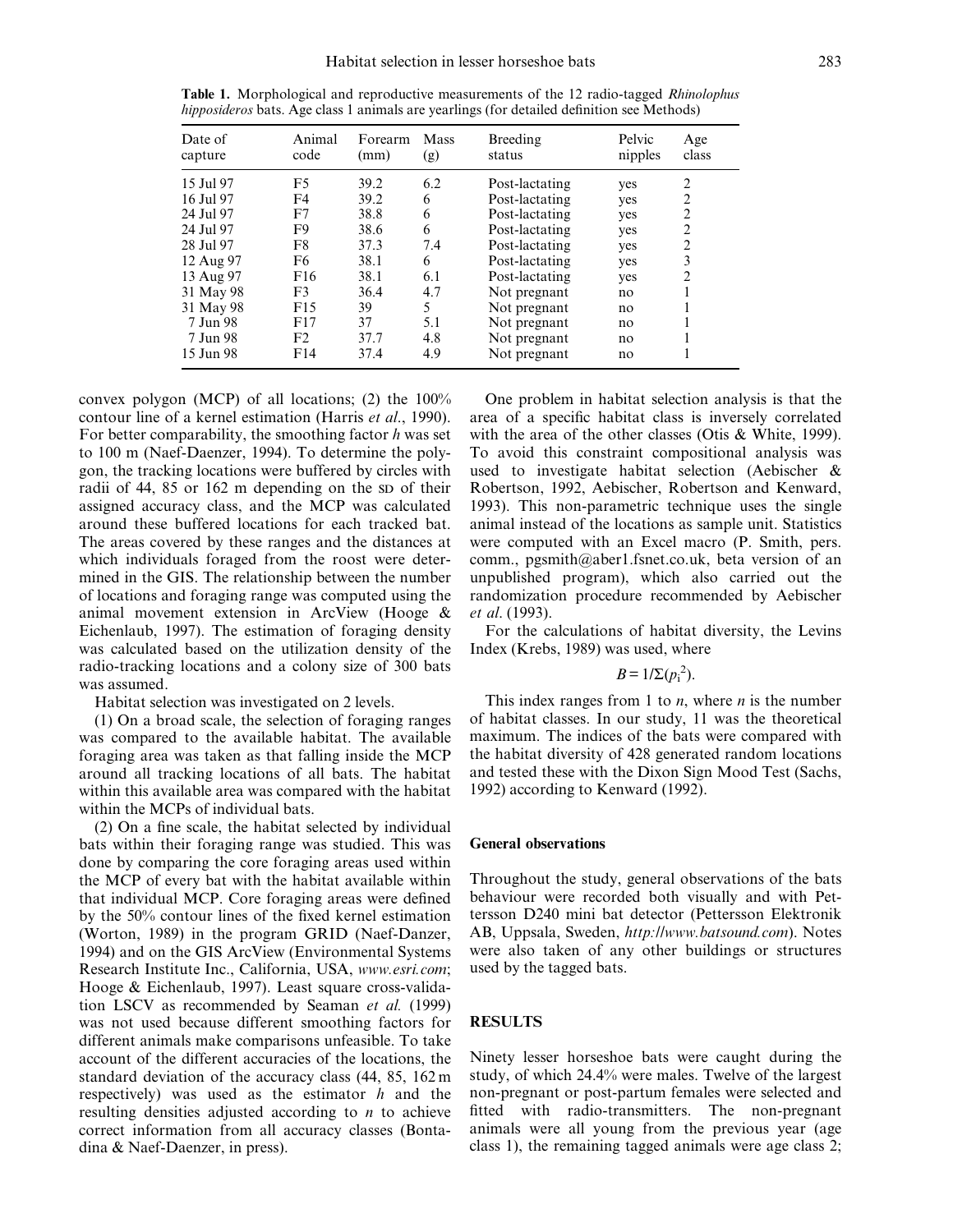**Table 1.** Morphological and reproductive measurements of the 12 radio-tagged *Rhinolophus hipposideros* bats. Age class 1 animals are yearlings (for detailed definition see Methods)

| Date of capture | Animal code | Forearm (mm) | Mass (g) | Breeding status | Pelvic nipples | Age class |
|---|---|---|---|---|---|---|
| 15 Jul 97 | F5 | 39.2 | 6.2 | Post-lactating | yes | 2 |
| 16 Jul 97 | F4 | 39.2 | 6 | Post-lactating | yes | 2 |
| 24 Jul 97 | F7 | 38.8 | 6 | Post-lactating | yes | 2 |
| 24 Jul 97 | F9 | 38.6 | 6 | Post-lactating | yes | 2 |
| 28 Jul 97 | F8 | 37.3 | 7.4 | Post-lactating | yes | 2 |
| 12 Aug 97 | F6 | 38.1 | 6 | Post-lactating | yes | 3 |
| 13 Aug 97 | F16 | 38.1 | 6.1 | Post-lactating | yes | 2 |
| 31 May 98 | F3 | 36.4 | 4.7 | Not pregnant | no | 1 |
| 31 May 98 | F15 | 39 | 5 | Not pregnant | no | 1 |
| 7 Jun 98 | F17 | 37 | 5.1 | Not pregnant | no | 1 |
| 7 Jun 98 | F2 | 37.7 | 4.8 | Not pregnant | no | 1 |
| 15 Jun 98 | F14 | 37.4 | 4.9 | Not pregnant | no | 1 |

convex polygon (MCP) of all locations; (2) the 100% contour line of a kernel estimation (Harris *et al*., 1990). For better comparability, the smoothing factor *h* was set to 100 m (Naef-Daenzer, 1994). To determine the polygon, the tracking locations were buffered by circles with radii of 44, 85 or 162 m depending on the SD of their assigned accuracy class, and the MCP was calculated around these buffered locations for each tracked bat. The areas covered by these ranges and the distances at which individuals foraged from the roost were determined in the GIS. The relationship between the number of locations and foraging range was computed using the animal movement extension in ArcView (Hooge & Eichenlaub, 1997). The estimation of foraging density was calculated based on the utilization density of the radio-tracking locations and a colony size of 300 bats was assumed.

Habitat selection was investigated on 2 levels.

(1) On a broad scale, the selection of foraging ranges was compared to the available habitat. The available foraging area was taken as that falling inside the MCP around all tracking locations of all bats. The habitat within this available area was compared with the habitat within the MCPs of individual bats.

(2) On a fine scale, the habitat selected by individual bats within their foraging range was studied. This was done by comparing the core foraging areas used within the MCP of every bat with the habitat available within that individual MCP. Core foraging areas were defined by the 50% contour lines of the fixed kernel estimation (Worton, 1989) in the program GRID (Naef-Danzer, 1994) and on the GIS ArcView (Environmental Systems Research Institute Inc., California, USA, *www.esri.com*; Hooge & Eichenlaub, 1997). Least square cross-validation LSCV as recommended by Seaman *et al.* (1999) was not used because different smoothing factors for different animals make comparisons unfeasible. To take account of the different accuracies of the locations, the standard deviation of the accuracy class (44, 85, 162 m respectively) was used as the estimator *h* and the resulting densities adjusted according to *n* to achieve correct information from all accuracy classes (Bontadina & Naef-Daenzer, in press).

One problem in habitat selection analysis is that the area of a specific habitat class is inversely correlated with the area of the other classes (Otis & White, 1999). To avoid this constraint compositional analysis was used to investigate habitat selection (Aebischer & Robertson, 1992, Aebischer, Robertson and Kenward, 1993). This non-parametric technique uses the single animal instead of the locations as sample unit. Statistics were computed with an Excel macro (P. Smith, pers. comm., pgsmith@aber1.fsnet.co.uk, beta version of an unpublished program), which also carried out the randomization procedure recommended by Aebischer *et al*. (1993).

For the calculations of habitat diversity, the Levins Index (Krebs, 1989) was used, where

$$B = 1/\Sigma(p_i^2).$$

This index ranges from 1 to *n*, where *n* is the number of habitat classes. In our study, 11 was the theoretical maximum. The indices of the bats were compared with the habitat diversity of 428 generated random locations and tested these with the Dixon Sign Mood Test (Sachs, 1992) according to Kenward (1992).

### General observations

Throughout the study, general observations of the bats behaviour were recorded both visually and with Pettersson D240 mini bat detector (Pettersson Elektronik AB, Uppsala, Sweden, *http://www.batsound.com*). Notes were also taken of any other buildings or structures used by the tagged bats.

## RESULTS

Ninety lesser horseshoe bats were caught during the study, of which 24.4% were males. Twelve of the largest non-pregnant or post-partum females were selected and fitted with radio-transmitters. The non-pregnant animals were all young from the previous year (age class 1), the remaining tagged animals were age class 2;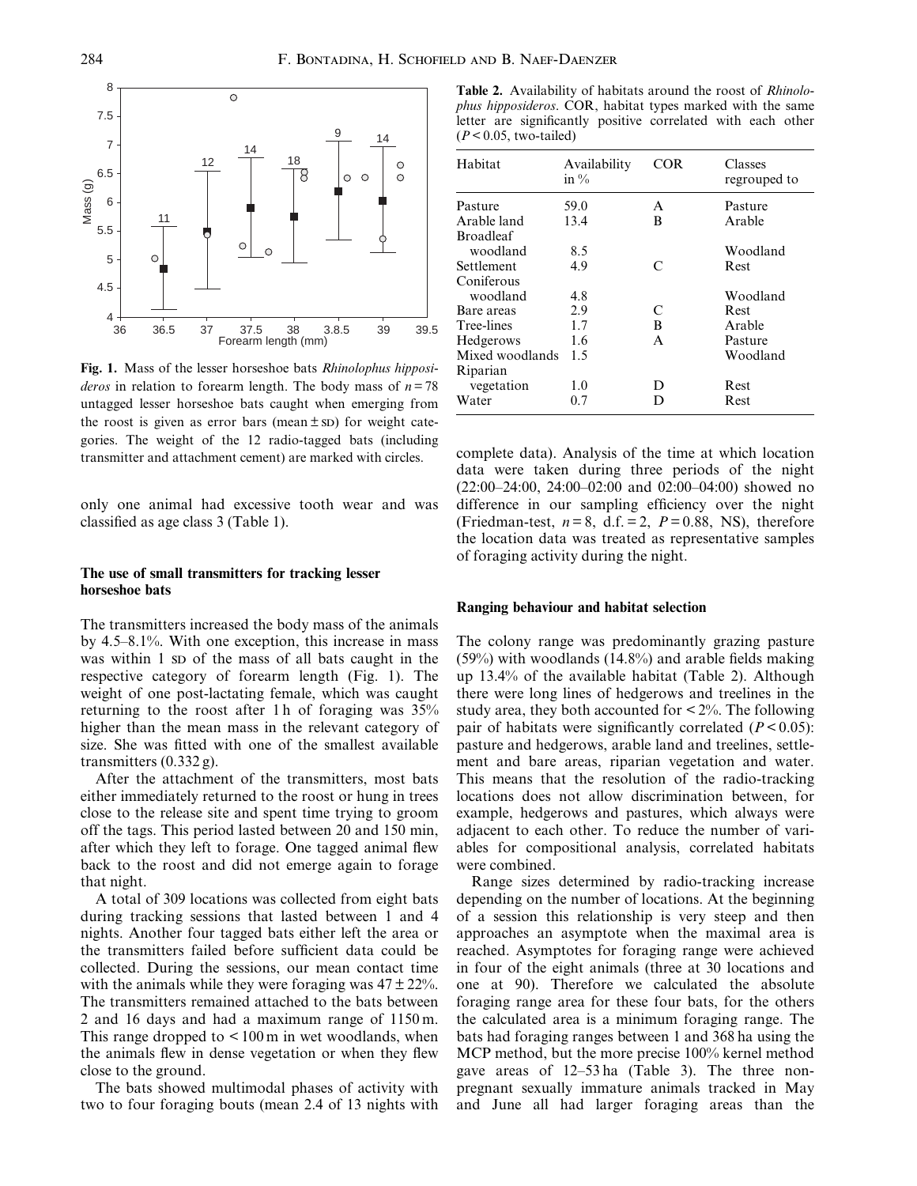Fig. 1. Mass of the lesser horseshoe bats *Rhinolophus hipposideros* in relation to forearm length. The body mass of $n = 78$ untagged lesser horseshoe bats caught when emerging from the roost is given as error bars (mean ± SD) for weight categories. The weight of the 12 radio-tagged bats (including transmitter and attachment cement) are marked with circles.

only one animal had excessive tooth wear and was classified as age class 3 (Table 1).

### The use of small transmitters for tracking lesser horseshoe bats

The transmitters increased the body mass of the animals by 4.5–8.1%. With one exception, this increase in mass was within 1 SD of the mass of all bats caught in the respective category of forearm length (Fig. 1). The weight of one post-lactating female, which was caught returning to the roost after 1 h of foraging was 35% higher than the mean mass in the relevant category of size. She was fitted with one of the smallest available transmitters (0.332 g).

After the attachment of the transmitters, most bats either immediately returned to the roost or hung in trees close to the release site and spent time trying to groom off the tags. This period lasted between 20 and 150 min, after which they left to forage. One tagged animal flew back to the roost and did not emerge again to forage that night.

A total of 309 locations was collected from eight bats during tracking sessions that lasted between 1 and 4 nights. Another four tagged bats either left the area or the transmitters failed before sufficient data could be collected. During the sessions, our mean contact time with the animals while they were foraging was 47 ± 22%. The transmitters remained attached to the bats between 2 and 16 days and had a maximum range of 1150 m. This range dropped to < 100 m in wet woodlands, when the animals flew in dense vegetation or when they flew close to the ground.

The bats showed multimodal phases of activity with two to four foraging bouts (mean 2.4 of 13 nights with complete data). Analysis of the time at which location data were taken during three periods of the night (22:00–24:00, 24:00–02:00 and 02:00–04:00) showed no difference in our sampling efficiency over the night (Friedman-test, $n = 8$, d.f. = 2, $P = 0.88$, NS), therefore the location data was treated as representative samples of foraging activity during the night.

**Table 2.** Availability of habitats around the roost of *Rhinolophus hipposideros*. COR, habitat types marked with the same letter are significantly positive correlated with each other ($P < 0.05$, two-tailed)

| Habitat | Availability in % | COR | Classes regrouped to |
|---|---|---|---|
| Pasture | 59.0 | A | Pasture |
| Arable land | 13.4 | B | Arable |
| Broadleaf woodland | 8.5 | | Woodland |
| Settlement | 4.9 | C | Rest |
| Coniferous woodland | 4.8 | | Woodland |
| Bare areas | 2.9 | C | Rest |
| Tree-lines | 1.7 | B | Arable |
| Hedgerows | 1.6 | A | Pasture |
| Mixed woodlands | 1.5 | | Woodland |
| Riparian vegetation | 1.0 | D | Rest |
| Water | 0.7 | D | Rest |

### Ranging behaviour and habitat selection

The colony range was predominantly grazing pasture (59%) with woodlands (14.8%) and arable fields making up 13.4% of the available habitat (Table 2). Although there were long lines of hedgerows and treelines in the study area, they both accounted for < 2%. The following pair of habitats were significantly correlated ($P < 0.05$): pasture and hedgerows, arable land and treelines, settlement and bare areas, riparian vegetation and water. This means that the resolution of the radio-tracking locations does not allow discrimination between, for example, hedgerows and pastures, which always were adjacent to each other. To reduce the number of variables for compositional analysis, correlated habitats were combined.

Range sizes determined by radio-tracking increase depending on the number of locations. At the beginning of a session this relationship is very steep and then approaches an asymptote when the maximal area is reached. Asymptotes for foraging range were achieved in four of the eight animals (three at 30 locations and one at 90). Therefore we calculated the absolute foraging range area for these four bats, for the others the calculated area is a minimum foraging range. The bats had foraging ranges between 1 and 368 ha using the MCP method, but the more precise 100% kernel method gave areas of 12–53 ha (Table 3). The three non-pregnant sexually immature animals tracked in May and June all had larger foraging areas than the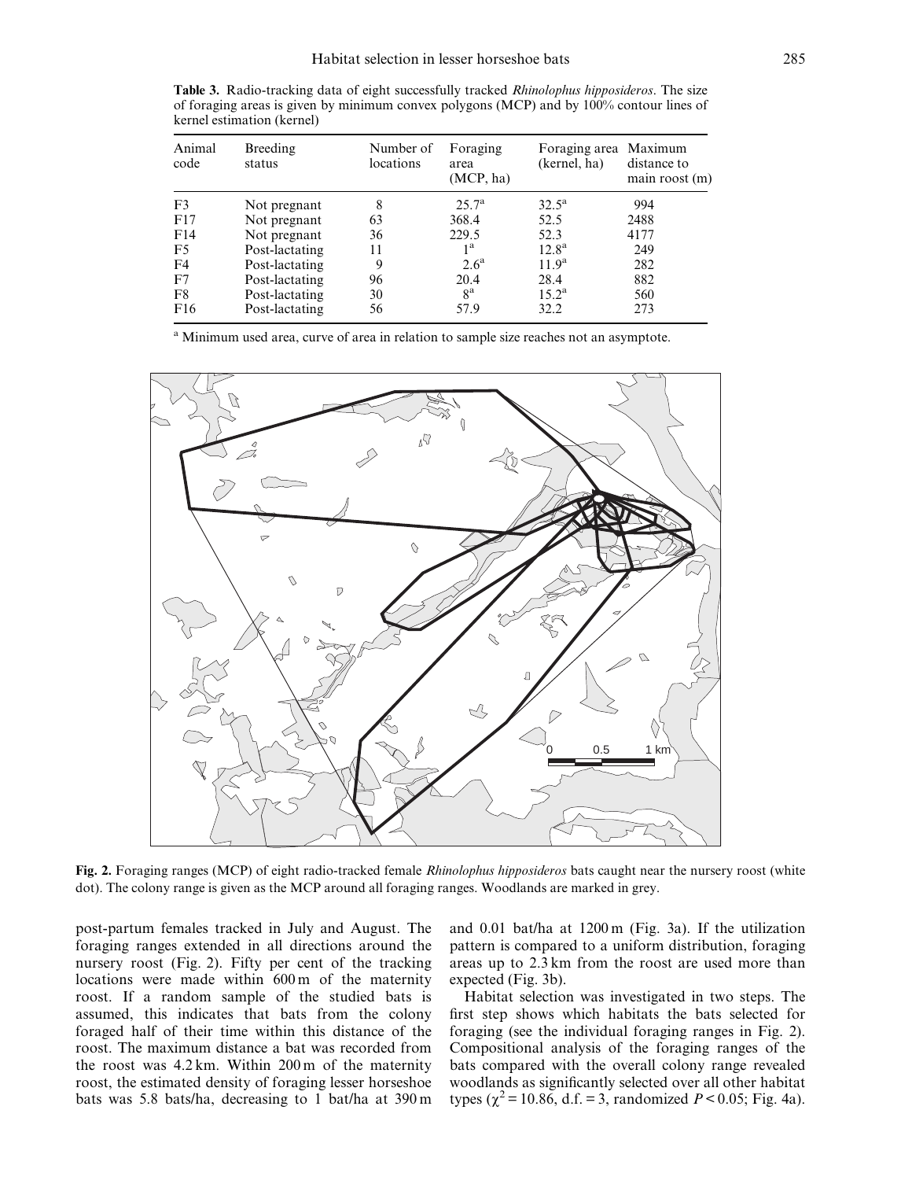**Table 3.** Radio-tracking data of eight successfully tracked *Rhinolophus hipposideros*. The size of foraging areas is given by minimum convex polygons (MCP) and by 100% contour lines of kernel estimation (kernel)

| Animal code | Breeding status | Number of locations | Foraging area (MCP, ha) | Foraging area (kernel, ha) | Maximum distance to main roost (m) |
|---|---|---|---|---|---|
| F3 | Not pregnant | 8 | 25.7[a] | 32.5[a] | 994 |
| F17 | Not pregnant | 63 | 368.4 | 52.5 | 2488 |
| F14 | Not pregnant | 36 | 229.5 | 52.3 | 4177 |
| F5 | Post-lactating | 11 | 1[a] | 12.8[a] | 249 |
| F4 | Post-lactating | 9 | 2.6[a] | 11.9[a] | 282 |
| F7 | Post-lactating | 96 | 20.4 | 28.4 | 882 |
| F8 | Post-lactating | 30 | 8[a] | 15.2[a] | 560 |
| F16 | Post-lactating | 56 | 57.9 | 32.2 | 273 |

[a] Minimum used area, curve of area in relation to sample size reaches not an asymptote.

**Fig. 2.** Foraging ranges (MCP) of eight radio-tracked female *Rhinolophus hipposideros* bats caught near the nursery roost (white dot). The colony range is given as the MCP around all foraging ranges. Woodlands are marked in grey.

post-partum females tracked in July and August. The foraging ranges extended in all directions around the nursery roost (Fig. 2). Fifty per cent of the tracking locations were made within 600 m of the maternity roost. If a random sample of the studied bats is assumed, this indicates that bats from the colony foraged half of their time within this distance of the roost. The maximum distance a bat was recorded from the roost was 4.2 km. Within 200 m of the maternity roost, the estimated density of foraging lesser horseshoe bats was 5.8 bats/ha, decreasing to 1 bat/ha at 390 m and 0.01 bat/ha at 1200 m (Fig. 3a). If the utilization pattern is compared to a uniform distribution, foraging areas up to 2.3 km from the roost are used more than expected (Fig. 3b).

Habitat selection was investigated in two steps. The first step shows which habitats the bats selected for foraging (see the individual foraging ranges in Fig. 2). Compositional analysis of the foraging ranges of the bats compared with the overall colony range revealed woodlands as significantly selected over all other habitat types ($\chi^2 = 10.86$, d.f. = 3, randomized $P < 0.05$; Fig. 4a).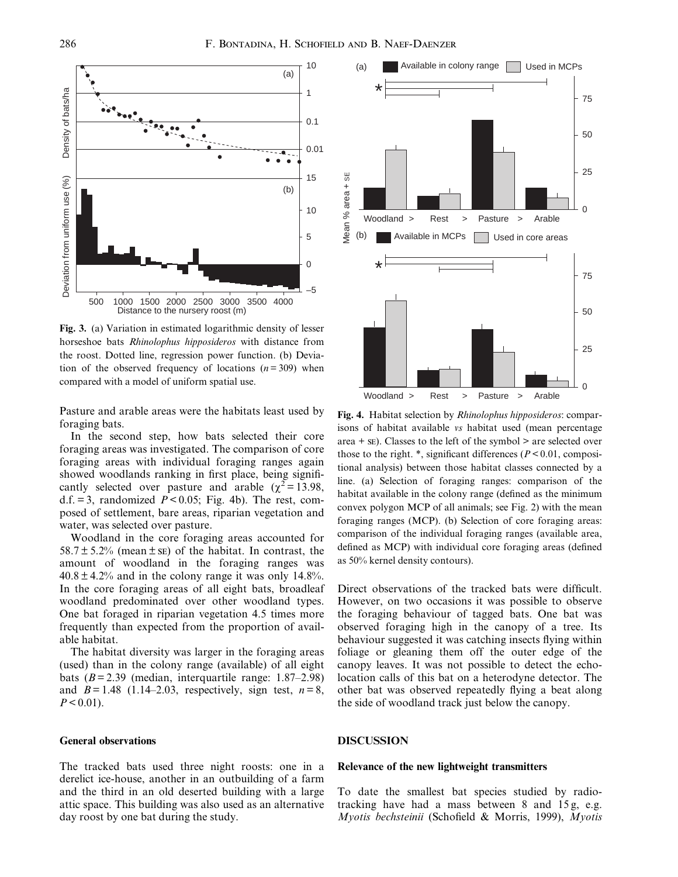**Fig. 3.** (a) Variation in estimated logarithmic density of lesser horseshoe bats *Rhinolophus hipposideros* with distance from the roost. Dotted line, regression power function. (b) Deviation of the observed frequency of locations ($n = 309$) when compared with a model of uniform spatial use.

**Fig. 4.** Habitat selection by *Rhinolophus hipposideros*: comparisons of habitat available *vs* habitat used (mean percentage area + SE). Classes to the left of the symbol > are selected over those to the right. *, significant differences ($P < 0.01$, compositional analysis) between those habitat classes connected by a line. (a) Selection of foraging ranges: comparison of the habitat available in the colony range (defined as the minimum convex polygon MCP of all animals; see Fig. 2) with the mean foraging ranges (MCP). (b) Selection of core foraging areas: comparison of the individual foraging ranges (available area, defined as MCP) with individual core foraging areas (defined as 50% kernel density contours).

Pasture and arable areas were the habitats least used by foraging bats.

In the second step, how bats selected their core foraging areas was investigated. The comparison of core foraging areas with individual foraging ranges again showed woodlands ranking in first place, being significantly selected over pasture and arable ($\chi^2 = 13.98$, d.f. = 3, randomized $P < 0.05$; Fig. 4b). The rest, composed of settlement, bare areas, riparian vegetation and water, was selected over pasture.

Woodland in the core foraging areas accounted for $58.7 \pm 5.2\%$ (mean ± SE) of the habitat. In contrast, the amount of woodland in the foraging ranges was $40.8 \pm 4.2\%$ and in the colony range it was only 14.8%. In the core foraging areas of all eight bats, broadleaf woodland predominated over other woodland types. One bat foraged in riparian vegetation 4.5 times more frequently than expected from the proportion of available habitat.

The habitat diversity was larger in the foraging areas (used) than in the colony range (available) of all eight bats ($B = 2.39$ (median, interquartile range: 1.87–2.98) and $B = 1.48$ (1.14–2.03, respectively, sign test, $n = 8$, $P < 0.01$).

### General observations

The tracked bats used three night roosts: one in a derelict ice-house, another in an outbuilding of a farm and the third in an old deserted building with a large attic space. This building was also used as an alternative day roost by one bat during the study.

Direct observations of the tracked bats were difficult. However, on two occasions it was possible to observe the foraging behaviour of tagged bats. One bat was observed foraging high in the canopy of a tree. Its behaviour suggested it was catching insects flying within foliage or gleaning them off the outer edge of the canopy leaves. It was not possible to detect the echolocation calls of this bat on a heterodyne detector. The other bat was observed repeatedly flying a beat along the side of woodland track just below the canopy.

## DISCUSSION

### Relevance of the new lightweight transmitters

To date the smallest bat species studied by radio-tracking have had a mass between 8 and 15 g, e.g. *Myotis bechsteinii* (Schofield & Morris, 1999), *Myotis*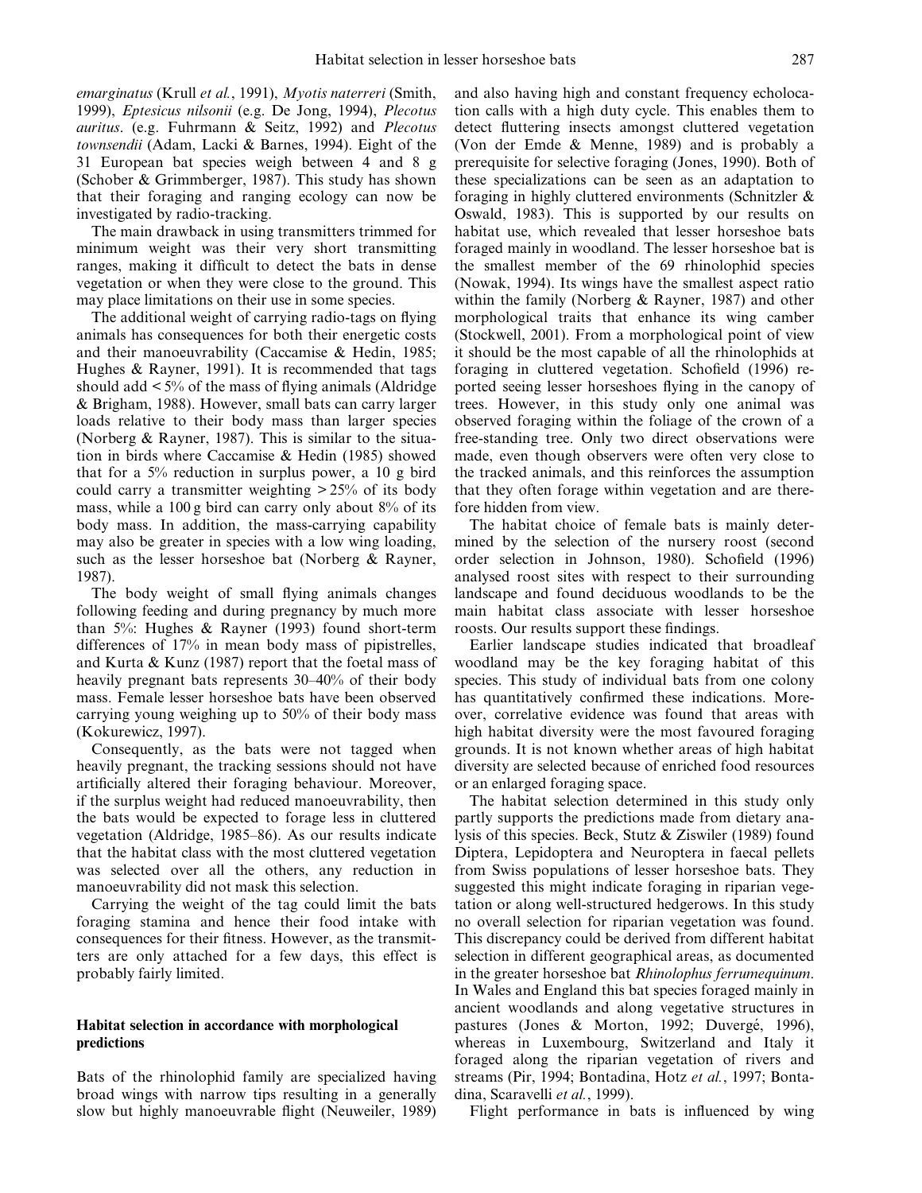*emarginatus* (Krull *et al.*, 1991), *Myotis naterreri* (Smith, 1999), *Eptesicus nilsonii* (e.g. De Jong, 1994), *Plecotus auritus*. (e.g. Fuhrmann & Seitz, 1992) and *Plecotus townsendii* (Adam, Lacki & Barnes, 1994). Eight of the 31 European bat species weigh between 4 and 8 g (Schober & Grimmberger, 1987). This study has shown that their foraging and ranging ecology can now be investigated by radio-tracking.

The main drawback in using transmitters trimmed for minimum weight was their very short transmitting ranges, making it difficult to detect the bats in dense vegetation or when they were close to the ground. This may place limitations on their use in some species.

The additional weight of carrying radio-tags on flying animals has consequences for both their energetic costs and their manoeuvrability (Caccamise & Hedin, 1985; Hughes & Rayner, 1991). It is recommended that tags should add <5% of the mass of flying animals (Aldridge & Brigham, 1988). However, small bats can carry larger loads relative to their body mass than larger species (Norberg & Rayner, 1987). This is similar to the situation in birds where Caccamise & Hedin (1985) showed that for a 5% reduction in surplus power, a 10 g bird could carry a transmitter weighting >25% of its body mass, while a 100 g bird can carry only about 8% of its body mass. In addition, the mass-carrying capability may also be greater in species with a low wing loading, such as the lesser horseshoe bat (Norberg & Rayner, 1987).

The body weight of small flying animals changes following feeding and during pregnancy by much more than 5%: Hughes & Rayner (1993) found short-term differences of 17% in mean body mass of pipistrelles, and Kurta & Kunz (1987) report that the foetal mass of heavily pregnant bats represents 30–40% of their body mass. Female lesser horseshoe bats have been observed carrying young weighing up to 50% of their body mass (Kokurewicz, 1997).

Consequently, as the bats were not tagged when heavily pregnant, the tracking sessions should not have artificially altered their foraging behaviour. Moreover, if the surplus weight had reduced manoeuvrability, then the bats would be expected to forage less in cluttered vegetation (Aldridge, 1985–86). As our results indicate that the habitat class with the most cluttered vegetation was selected over all the others, any reduction in manoeuvrability did not mask this selection.

Carrying the weight of the tag could limit the bats foraging stamina and hence their food intake with consequences for their fitness. However, as the transmitters are only attached for a few days, this effect is probably fairly limited.

### Habitat selection in accordance with morphological predictions

Bats of the rhinolophid family are specialized having broad wings with narrow tips resulting in a generally slow but highly manoeuvrable flight (Neuweiler, 1989) and also having high and constant frequency echolocation calls with a high duty cycle. This enables them to detect fluttering insects amongst cluttered vegetation (Von der Emde & Menne, 1989) and is probably a prerequisite for selective foraging (Jones, 1990). Both of these specializations can be seen as an adaptation to foraging in highly cluttered environments (Schnitzler & Oswald, 1983). This is supported by our results on habitat use, which revealed that lesser horseshoe bats foraged mainly in woodland. The lesser horseshoe bat is the smallest member of the 69 rhinolophid species (Nowak, 1994). Its wings have the smallest aspect ratio within the family (Norberg & Rayner, 1987) and other morphological traits that enhance its wing camber (Stockwell, 2001). From a morphological point of view it should be the most capable of all the rhinolophids at foraging in cluttered vegetation. Schofield (1996) reported seeing lesser horseshoes flying in the canopy of trees. However, in this study only one animal was observed foraging within the foliage of the crown of a free-standing tree. Only two direct observations were made, even though observers were often very close to the tracked animals, and this reinforces the assumption that they often forage within vegetation and are therefore hidden from view.

The habitat choice of female bats is mainly determined by the selection of the nursery roost (second order selection in Johnson, 1980). Schofield (1996) analysed roost sites with respect to their surrounding landscape and found deciduous woodlands to be the main habitat class associate with lesser horseshoe roosts. Our results support these findings.

Earlier landscape studies indicated that broadleaf woodland may be the key foraging habitat of this species. This study of individual bats from one colony has quantitatively confirmed these indications. Moreover, correlative evidence was found that areas with high habitat diversity were the most favoured foraging grounds. It is not known whether areas of high habitat diversity are selected because of enriched food resources or an enlarged foraging space.

The habitat selection determined in this study only partly supports the predictions made from dietary analysis of this species. Beck, Stutz & Ziswiler (1989) found Diptera, Lepidoptera and Neuroptera in faecal pellets from Swiss populations of lesser horseshoe bats. They suggested this might indicate foraging in riparian vegetation or along well-structured hedgerows. In this study no overall selection for riparian vegetation was found. This discrepancy could be derived from different habitat selection in different geographical areas, as documented in the greater horseshoe bat *Rhinolophus ferrumequinum*. In Wales and England this bat species foraged mainly in ancient woodlands and along vegetative structures in pastures (Jones & Morton, 1992; Duvergé, 1996), whereas in Luxembourg, Switzerland and Italy it foraged along the riparian vegetation of rivers and streams (Pir, 1994; Bontadina, Hotz *et al.*, 1997; Bontadina, Scaravelli *et al.*, 1999).

Flight performance in bats is influenced by wing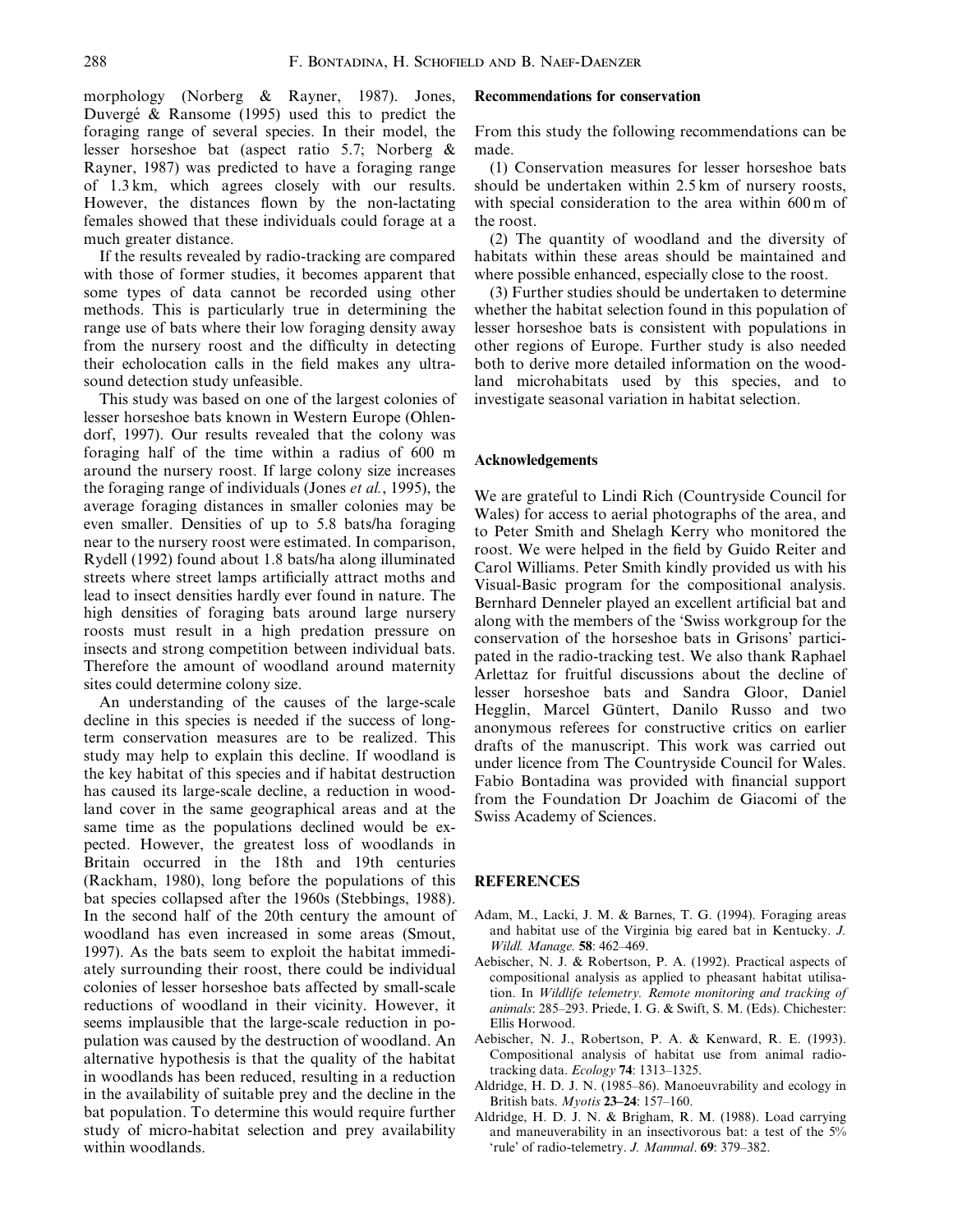morphology (Norberg & Rayner, 1987). Jones, Duvergé & Ransome (1995) used this to predict the foraging range of several species. In their model, the lesser horseshoe bat (aspect ratio 5.7; Norberg & Rayner, 1987) was predicted to have a foraging range of 1.3 km, which agrees closely with our results. However, the distances flown by the non-lactating females showed that these individuals could forage at a much greater distance.

If the results revealed by radio-tracking are compared with those of former studies, it becomes apparent that some types of data cannot be recorded using other methods. This is particularly true in determining the range use of bats where their low foraging density away from the nursery roost and the difficulty in detecting their echolocation calls in the field makes any ultrasound detection study unfeasible.

This study was based on one of the largest colonies of lesser horseshoe bats known in Western Europe (Ohlendorf, 1997). Our results revealed that the colony was foraging half of the time within a radius of 600 m around the nursery roost. If large colony size increases the foraging range of individuals (Jones *et al.*, 1995), the average foraging distances in smaller colonies may be even smaller. Densities of up to 5.8 bats/ha foraging near to the nursery roost were estimated. In comparison, Rydell (1992) found about 1.8 bats/ha along illuminated streets where street lamps artificially attract moths and lead to insect densities hardly ever found in nature. The high densities of foraging bats around large nursery roosts must result in a high predation pressure on insects and strong competition between individual bats. Therefore the amount of woodland around maternity sites could determine colony size.

An understanding of the causes of the large-scale decline in this species is needed if the success of long-term conservation measures are to be realized. This study may help to explain this decline. If woodland is the key habitat of this species and if habitat destruction has caused its large-scale decline, a reduction in woodland cover in the same geographical areas and at the same time as the populations declined would be expected. However, the greatest loss of woodlands in Britain occurred in the 18th and 19th centuries (Rackham, 1980), long before the populations of this bat species collapsed after the 1960s (Stebbings, 1988). In the second half of the 20th century the amount of woodland has even increased in some areas (Smout, 1997). As the bats seem to exploit the habitat immediately surrounding their roost, there could be individual colonies of lesser horseshoe bats affected by small-scale reductions of woodland in their vicinity. However, it seems implausible that the large-scale reduction in population was caused by the destruction of woodland. An alternative hypothesis is that the quality of the habitat in woodlands has been reduced, resulting in a reduction in the availability of suitable prey and the decline in the bat population. To determine this would require further study of micro-habitat selection and prey availability within woodlands.

**Recommendations for conservation**

From this study the following recommendations can be made.

(1) Conservation measures for lesser horseshoe bats should be undertaken within 2.5 km of nursery roosts, with special consideration to the area within 600 m of the roost.

(2) The quantity of woodland and the diversity of habitats within these areas should be maintained and where possible enhanced, especially close to the roost.

(3) Further studies should be undertaken to determine whether the habitat selection found in this population of lesser horseshoe bats is consistent with populations in other regions of Europe. Further study is also needed both to derive more detailed information on the woodland microhabitats used by this species, and to investigate seasonal variation in habitat selection.

## Acknowledgements

We are grateful to Lindi Rich (Countryside Council for Wales) for access to aerial photographs of the area, and to Peter Smith and Shelagh Kerry who monitored the roost. We were helped in the field by Guido Reiter and Carol Williams. Peter Smith kindly provided us with his Visual-Basic program for the compositional analysis. Bernhard Denneler played an excellent artificial bat and along with the members of the 'Swiss workgroup for the conservation of the horseshoe bats in Grisons' participated in the radio-tracking test. We also thank Raphael Arlettaz for fruitful discussions about the decline of lesser horseshoe bats and Sandra Gloor, Daniel Hegglin, Marcel Güntert, Danilo Russo and two anonymous referees for constructive critics on earlier drafts of the manuscript. This work was carried out under licence from The Countryside Council for Wales. Fabio Bontadina was provided with financial support from the Foundation Dr Joachim de Giacomi of the Swiss Academy of Sciences.

## REFERENCES

Adam, M., Lacki, J. M. & Barnes, T. G. (1994). Foraging areas and habitat use of the Virginia big eared bat in Kentucky. *J. Wildl. Manage.* **58**: 462–469.

Aebischer, N. J. & Robertson, P. A. (1992). Practical aspects of compositional analysis as applied to pheasant habitat utilisation. In *Wildlife telemetry. Remote monitoring and tracking of animals*: 285–293. Priede, I. G. & Swift, S. M. (Eds). Chichester: Ellis Horwood.

Aebischer, N. J., Robertson, P. A. & Kenward, R. E. (1993). Compositional analysis of habitat use from animal radio-tracking data. *Ecology* **74**: 1313–1325.

Aldridge, H. D. J. N. (1985–86). Manoeuvrability and ecology in British bats. *Myotis* **23–24**: 157–160.

Aldridge, H. D. J. N. & Brigham, R. M. (1988). Load carrying and maneuverability in an insectivorous bat: a test of the 5% 'rule' of radio-telemetry. *J. Mammal*. **69**: 379–382.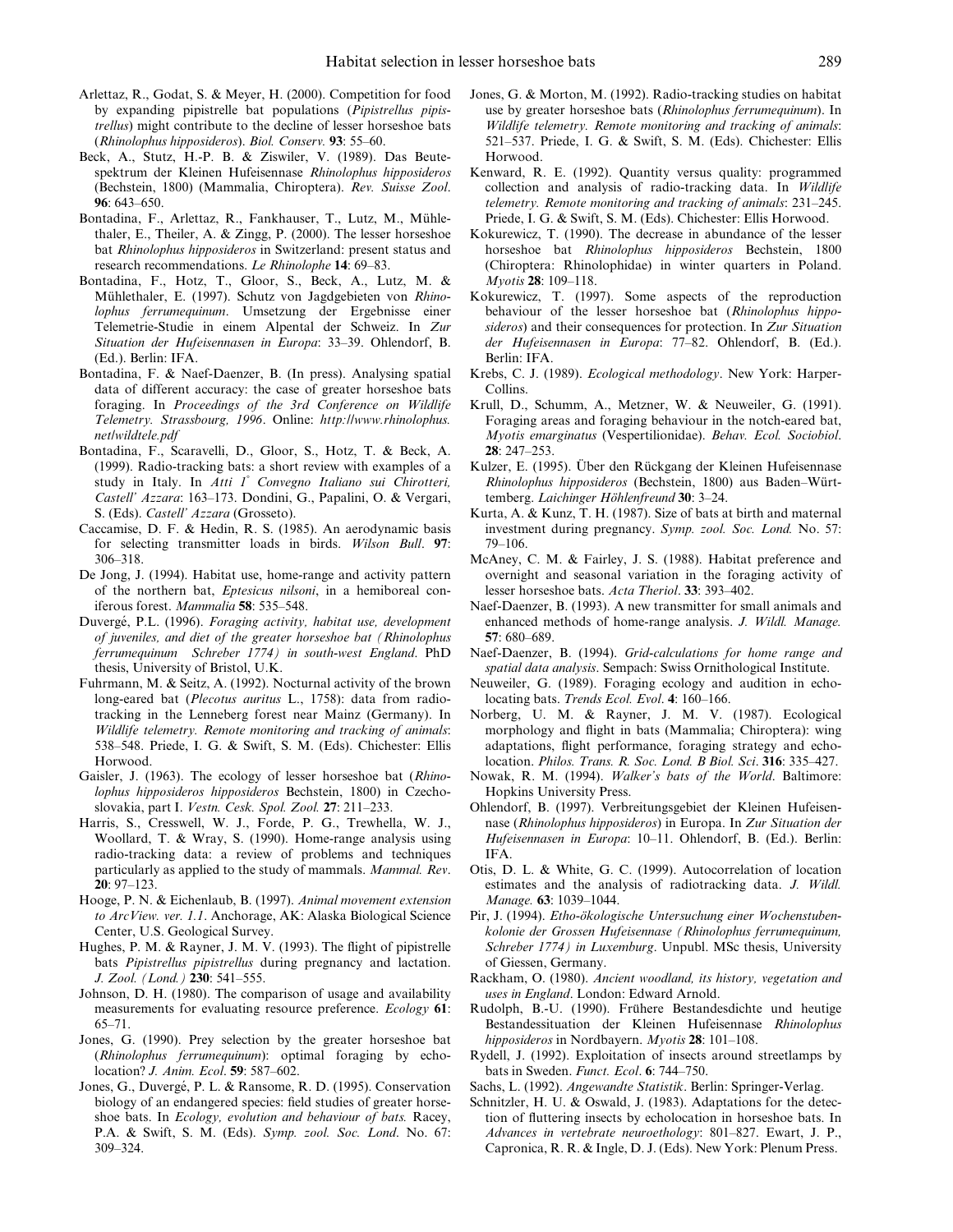Arlettaz, R., Godat, S. & Meyer, H. (2000). Competition for food by expanding pipistrelle bat populations (*Pipistrellus pipistrellus*) might contribute to the decline of lesser horseshoe bats (*Rhinolophus hipposideros*). *Biol. Conserv.* **93**: 55–60.

Beck, A., Stutz, H.-P. B. & Ziswiler, V. (1989). Das Beutespektrum der Kleinen Hufeisennase *Rhinolophus hipposideros* (Bechstein, 1800) (Mammalia, Chiroptera). *Rev. Suisse Zool*. **96**: 643–650.

Bontadina, F., Arlettaz, R., Fankhauser, T., Lutz, M., Mühlethaler, E., Theiler, A. & Zingg, P. (2000). The lesser horseshoe bat *Rhinolophus hipposideros* in Switzerland: present status and research recommendations. *Le Rhinolophe* **14**: 69–83.

Bontadina, F., Hotz, T., Gloor, S., Beck, A., Lutz, M. & Mühlethaler, E. (1997). Schutz von Jagdgebieten von *Rhinolophus ferrumequinum*. Umsetzung der Ergebnisse einer Telemetrie-Studie in einem Alpental der Schweiz. In *Zur Situation der Hufeisennasen in Europa*: 33–39. Ohlendorf, B. (Ed.). Berlin: IFA.

Bontadina, F. & Naef-Daenzer, B. (In press). Analysing spatial data of different accuracy: the case of greater horseshoe bats foraging. In *Proceedings of the 3rd Conference on Wildlife Telemetry. Strassbourg, 1996*. Online: *http://www.rhinolophus.net/wildtele.pdf*

Bontadina, F., Scaravelli, D., Gloor, S., Hotz, T. & Beck, A. (1999). Radio-tracking bats: a short review with examples of a study in Italy. In *Atti 1° Convegno Italiano sui Chirotteri, Castell' Azzara*: 163–173. Dondini, G., Papalini, O. & Vergari, S. (Eds). *Castell' Azzara* (Grosseto).

Caccamise, D. F. & Hedin, R. S. (1985). An aerodynamic basis for selecting transmitter loads in birds. *Wilson Bull*. **97**: 306–318.

De Jong, J. (1994). Habitat use, home-range and activity pattern of the northern bat, *Eptesicus nilsoni*, in a hemiboreal coniferous forest. *Mammalia* **58**: 535–548.

Duvergé, P.L. (1996). *Foraging activity, habitat use, development of juveniles, and diet of the greater horseshoe bat (Rhinolophus ferrumequinum Schreber 1774) in south-west England*. PhD thesis, University of Bristol, U.K.

Fuhrmann, M. & Seitz, A. (1992). Nocturnal activity of the brown long-eared bat (*Plecotus auritus* L., 1758): data from radio-tracking in the Lenneberg forest near Mainz (Germany). In *Wildlife telemetry. Remote monitoring and tracking of animals*: 538–548. Priede, I. G. & Swift, S. M. (Eds). Chichester: Ellis Horwood.

Gaisler, J. (1963). The ecology of lesser horseshoe bat (*Rhinolophus hipposideros hipposideros* Bechstein, 1800) in Czechoslovakia, part I. *Vestn. Cesk. Spol. Zool.* **27**: 211–233.

Harris, S., Cresswell, W. J., Forde, P. G., Trewhella, W. J., Woollard, T. & Wray, S. (1990). Home-range analysis using radio-tracking data: a review of problems and techniques particularly as applied to the study of mammals. *Mammal. Rev*. **20**: 97–123.

Hooge, P. N. & Eichenlaub, B. (1997). *Animal movement extension to ArcView. ver. 1.1*. Anchorage, AK: Alaska Biological Science Center, U.S. Geological Survey.

Hughes, P. M. & Rayner, J. M. V. (1993). The flight of pipistrelle bats *Pipistrellus pipistrellus* during pregnancy and lactation. *J. Zool. (Lond.)* **230**: 541–555.

Johnson, D. H. (1980). The comparison of usage and availability measurements for evaluating resource preference. *Ecology* **61**: 65–71.

Jones, G. (1990). Prey selection by the greater horseshoe bat (*Rhinolophus ferrumequinum*): optimal foraging by echolocation? *J. Anim. Ecol*. **59**: 587–602.

Jones, G., Duvergé, P. L. & Ransome, R. D. (1995). Conservation biology of an endangered species: field studies of greater horseshoe bats. In *Ecology, evolution and behaviour of bats.* Racey, P.A. & Swift, S. M. (Eds). *Symp. zool. Soc. Lond*. No. 67: 309–324.

Jones, G. & Morton, M. (1992). Radio-tracking studies on habitat use by greater horseshoe bats (*Rhinolophus ferrumequinum*). In *Wildlife telemetry. Remote monitoring and tracking of animals*: 521–537. Priede, I. G. & Swift, S. M. (Eds). Chichester: Ellis Horwood.

Kenward, R. E. (1992). Quantity versus quality: programmed collection and analysis of radio-tracking data. In *Wildlife telemetry. Remote monitoring and tracking of animals*: 231–245. Priede, I. G. & Swift, S. M. (Eds). Chichester: Ellis Horwood.

Kokurewicz, T. (1990). The decrease in abundance of the lesser horseshoe bat *Rhinolophus hipposideros* Bechstein, 1800 (Chiroptera: Rhinolophidae) in winter quarters in Poland. *Myotis* **28**: 109–118.

Kokurewicz, T. (1997). Some aspects of the reproduction behaviour of the lesser horseshoe bat (*Rhinolophus hipposideros*) and their consequences for protection. In *Zur Situation der Hufeisennasen in Europa*: 77–82. Ohlendorf, B. (Ed.). Berlin: IFA.

Krebs, C. J. (1989). *Ecological methodology*. New York: HarperCollins.

Krull, D., Schumm, A., Metzner, W. & Neuweiler, G. (1991). Foraging areas and foraging behaviour in the notch-eared bat, *Myotis emarginatus* (Vespertilionidae). *Behav. Ecol. Sociobiol*. **28**: 247–253.

Kulzer, E. (1995). Über den Rückgang der Kleinen Hufeisennase *Rhinolophus hipposideros* (Bechstein, 1800) aus Baden–Württemberg. *Laichinger Höhlenfreund* **30**: 3–24.

Kurta, A. & Kunz, T. H. (1987). Size of bats at birth and maternal investment during pregnancy. *Symp. zool. Soc. Lond.* No. 57: 79–106.

McAney, C. M. & Fairley, J. S. (1988). Habitat preference and overnight and seasonal variation in the foraging activity of lesser horseshoe bats. *Acta Theriol*. **33**: 393–402.

Naef-Daenzer, B. (1993). A new transmitter for small animals and enhanced methods of home-range analysis. *J. Wildl. Manage.* **57**: 680–689.

Naef-Daenzer, B. (1994). *Grid-calculations for home range and spatial data analysis*. Sempach: Swiss Ornithological Institute.

Neuweiler, G. (1989). Foraging ecology and audition in echolocating bats. *Trends Ecol. Evol*. **4**: 160–166.

Norberg, U. M. & Rayner, J. M. V. (1987). Ecological morphology and flight in bats (Mammalia; Chiroptera): wing adaptations, flight performance, foraging strategy and echolocation. *Philos. Trans. R. Soc. Lond. B Biol. Sci*. **316**: 335–427.

Nowak, R. M. (1994). *Walker's bats of the World*. Baltimore: Hopkins University Press.

Ohlendorf, B. (1997). Verbreitungsgebiet der Kleinen Hufeisennase (*Rhinolophus hipposideros*) in Europa. In *Zur Situation der Hufeisennasen in Europa*: 10–11. Ohlendorf, B. (Ed.). Berlin: IFA.

Otis, D. L. & White, G. C. (1999). Autocorrelation of location estimates and the analysis of radiotracking data. *J. Wildl. Manage.* **63**: 1039–1044.

Pir, J. (1994). *Etho-ökologische Untersuchung einer Wochenstubenkolonie der Grossen Hufeisennase (Rhinolophus ferrumequinum, Schreber 1774) in Luxemburg*. Unpubl. MSc thesis, University of Giessen, Germany.

Rackham, O. (1980). *Ancient woodland, its history, vegetation and uses in England*. London: Edward Arnold.

Rudolph, B.-U. (1990). Frühere Bestandesdichte und heutige Bestandessituation der Kleinen Hufeisennase *Rhinolophus hipposideros* in Nordbayern. *Myotis* **28**: 101–108.

Rydell, J. (1992). Exploitation of insects around streetlamps by bats in Sweden. *Funct. Ecol*. **6**: 744–750.

Sachs, L. (1992). *Angewandte Statistik*. Berlin: Springer-Verlag.

Schnitzler, H. U. & Oswald, J. (1983). Adaptations for the detection of fluttering insects by echolocation in horseshoe bats. In *Advances in vertebrate neuroethology*: 801–827. Ewart, J. P., Capronica, R. R. & Ingle, D. J. (Eds). New York: Plenum Press.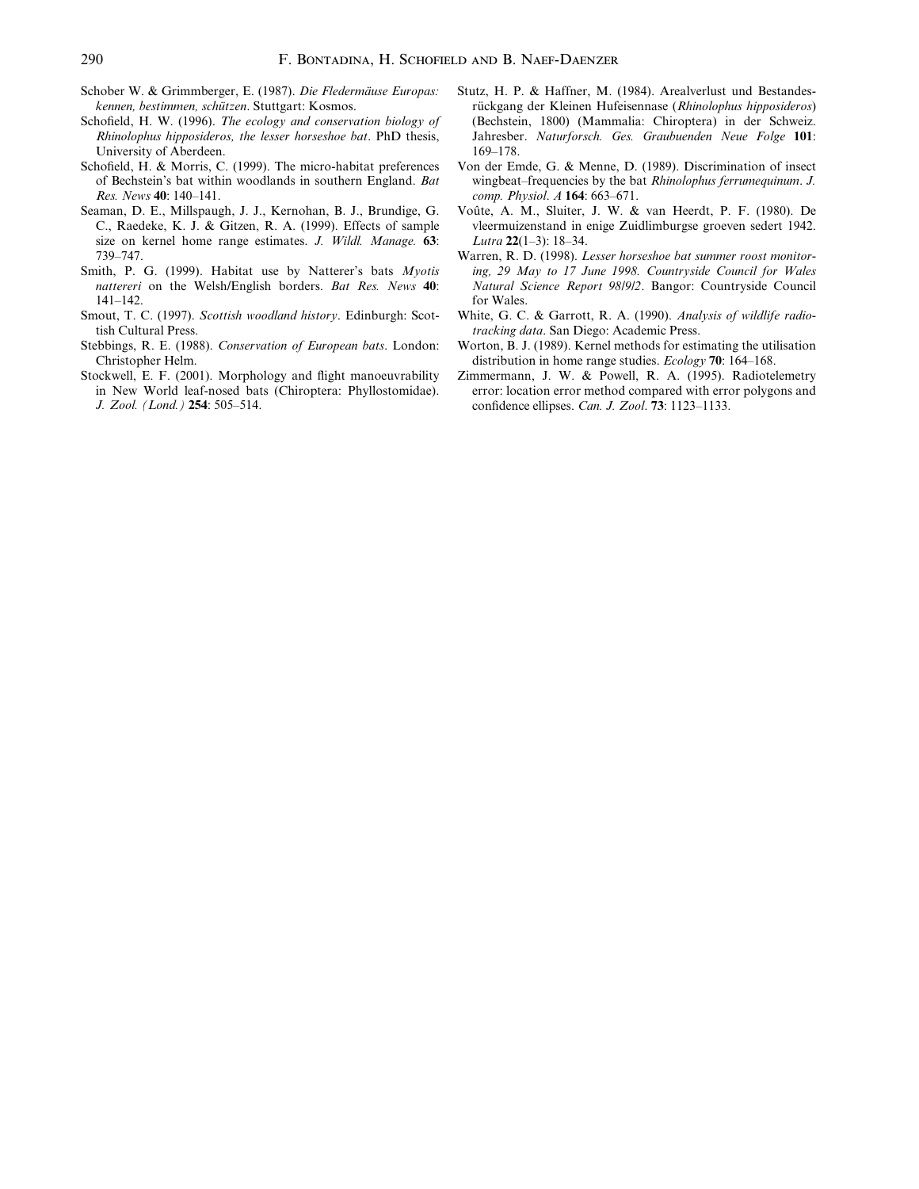Schober W. & Grimmberger, E. (1987). *Die Fledermäuse Europas: kennen, bestimmen, schützen*. Stuttgart: Kosmos.

Schofield, H. W. (1996). *The ecology and conservation biology of Rhinolophus hipposideros, the lesser horseshoe bat*. PhD thesis, University of Aberdeen.

Schofield, H. & Morris, C. (1999). The micro-habitat preferences of Bechstein's bat within woodlands in southern England. *Bat Res. News* **40**: 140–141.

Seaman, D. E., Millspaugh, J. J., Kernohan, B. J., Brundige, G. C., Raedeke, K. J. & Gitzen, R. A. (1999). Effects of sample size on kernel home range estimates. *J. Wildl. Manage.* **63**: 739–747.

Smith, P. G. (1999). Habitat use by Natterer's bats *Myotis nattereri* on the Welsh/English borders. *Bat Res. News* **40**: 141–142.

Smout, T. C. (1997). *Scottish woodland history*. Edinburgh: Scottish Cultural Press.

Stebbings, R. E. (1988). *Conservation of European bats*. London: Christopher Helm.

Stockwell, E. F. (2001). Morphology and flight manoeuvrability in New World leaf-nosed bats (Chiroptera: Phyllostomidae). *J. Zool. (Lond.)* **254**: 505–514.

Stutz, H. P. & Haffner, M. (1984). Arealverlust und Bestandesrückgang der Kleinen Hufeisennase (*Rhinolophus hipposideros*) (Bechstein, 1800) (Mammalia: Chiroptera) in der Schweiz. Jahresber. *Naturforsch. Ges. Graubuenden Neue Folge* **101**: 169–178.

Von der Emde, G. & Menne, D. (1989). Discrimination of insect wingbeat–frequencies by the bat *Rhinolophus ferrumequinum*. *J. comp. Physiol. A* **164**: 663–671.

Voûte, A. M., Sluiter, J. W. & van Heerdt, P. F. (1980). De vleermuizenstand in enige Zuidlimburgse groeven sedert 1942. *Lutra* **22**(1–3): 18–34.

Warren, R. D. (1998). *Lesser horseshoe bat summer roost monitoring, 29 May to 17 June 1998. Countryside Council for Wales Natural Science Report 98/9/2*. Bangor: Countryside Council for Wales.

White, G. C. & Garrott, R. A. (1990). *Analysis of wildlife radio-tracking data*. San Diego: Academic Press.

Worton, B. J. (1989). Kernel methods for estimating the utilisation distribution in home range studies. *Ecology* **70**: 164–168.

Zimmermann, J. W. & Powell, R. A. (1995). Radiotelemetry error: location error method compared with error polygons and confidence ellipses. *Can. J. Zool*. **73**: 1123–1133.